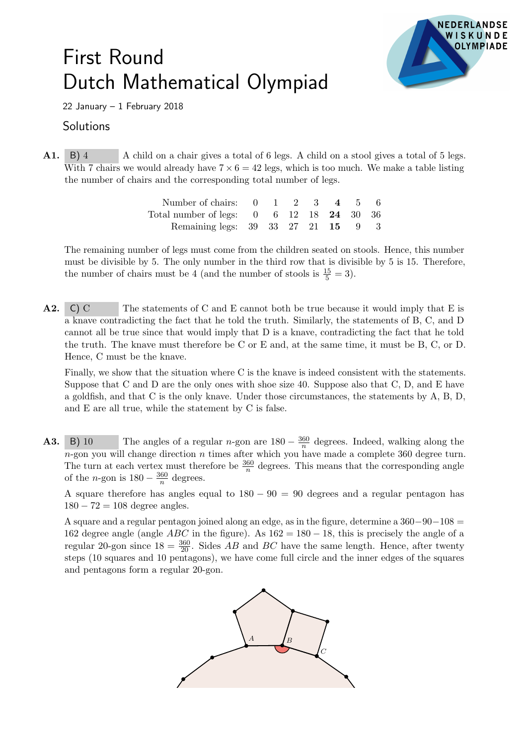# First Round
# Dutch Mathematical Olympiad

22 January – 1 February 2018

## Solutions

**A1.** B) 4 A child on a chair gives a total of 6 legs. A child on a stool gives a total of 5 legs. With 7 chairs we would already have $7 \times 6 = 42$ legs, which is too much. We make a table listing the number of chairs and the corresponding total number of legs.

| Number of chairs: | 0 | 1 | 2 | 3 | **4** | 5 | 6 |
|---|---|---|---|---|---|---|---|
| Total number of legs: | 0 | 6 | 12 | 18 | **24** | 30 | 36 |
| Remaining legs: | 39 | 33 | 27 | 21 | **15** | 9 | 3 |

The remaining number of legs must come from the children seated on stools. Hence, this number must be divisible by 5. The only number in the third row that is divisible by 5 is 15. Therefore, the number of chairs must be 4 (and the number of stools is $\frac{15}{5} = 3$).

**A2.** C) C The statements of C and E cannot both be true because it would imply that E is a knave contradicting the fact that he told the truth. Similarly, the statements of B, C, and D cannot all be true since that would imply that D is a knave, contradicting the fact that he told the truth. The knave must therefore be C or E and, at the same time, it must be B, C, or D. Hence, C must be the knave.

Finally, we show that the situation where C is the knave is indeed consistent with the statements. Suppose that C and D are the only ones with shoe size 40. Suppose also that C, D, and E have a goldfish, and that C is the only knave. Under those circumstances, the statements by A, B, D, and E are all true, while the statement by C is false.

**A3.** B) 10 The angles of a regular $n$-gon are $180 - \frac{360}{n}$ degrees. Indeed, walking along the $n$-gon you will change direction $n$ times after which you have made a complete 360 degree turn. The turn at each vertex must therefore be $\frac{360}{n}$ degrees. This means that the corresponding angle of the $n$-gon is $180 - \frac{360}{n}$ degrees.

A square therefore has angles equal to $180 - 90 = 90$ degrees and a regular pentagon has $180 - 72 = 108$ degree angles.

A square and a regular pentagon joined along an edge, as in the figure, determine a $360 - 90 - 108 = 162$ degree angle (angle $ABC$ in the figure). As $162 = 180 - 18$, this is precisely the angle of a regular 20-gon since $18 = \frac{360}{20}$. Sides $AB$ and $BC$ have the same length. Hence, after twenty steps (10 squares and 10 pentagons), we have come full circle and the inner edges of the squares and pentagons form a regular 20-gon.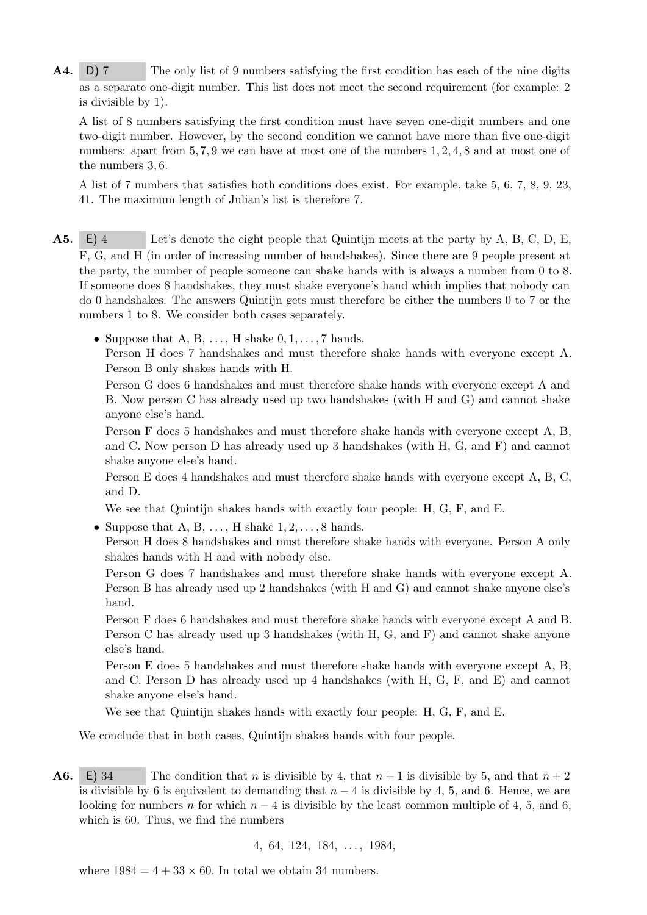**A4.** D) 7 The only list of 9 numbers satisfying the first condition has each of the nine digits as a separate one-digit number. This list does not meet the second requirement (for example: 2 is divisible by 1).

A list of 8 numbers satisfying the first condition must have seven one-digit numbers and one two-digit number. However, by the second condition we cannot have more than five one-digit numbers: apart from $5, 7, 9$ we can have at most one of the numbers $1, 2, 4, 8$ and at most one of the numbers $3, 6$.

A list of 7 numbers that satisfies both conditions does exist. For example, take 5, 6, 7, 8, 9, 23, 41. The maximum length of Julian's list is therefore 7.

**A5.** E) 4 Let's denote the eight people that Quintijn meets at the party by A, B, C, D, E, F, G, and H (in order of increasing number of handshakes). Since there are 9 people present at the party, the number of people someone can shake hands with is always a number from 0 to 8. If someone does 8 handshakes, they must shake everyone's hand which implies that nobody can do 0 handshakes. The answers Quintijn gets must therefore be either the numbers 0 to 7 or the numbers 1 to 8. We consider both cases separately.

- Suppose that A, B, ..., H shake $0, 1, \ldots, 7$ hands.
  Person H does 7 handshakes and must therefore shake hands with everyone except A. Person B only shakes hands with H.
  Person G does 6 handshakes and must therefore shake hands with everyone except A and B. Now person C has already used up two handshakes (with H and G) and cannot shake anyone else's hand.
  Person F does 5 handshakes and must therefore shake hands with everyone except A, B, and C. Now person D has already used up 3 handshakes (with H, G, and F) and cannot shake anyone else's hand.
  Person E does 4 handshakes and must therefore shake hands with everyone except A, B, C, and D.
  We see that Quintijn shakes hands with exactly four people: H, G, F, and E.
- Suppose that A, B, ..., H shake $1, 2, \ldots, 8$ hands.
  Person H does 8 handshakes and must therefore shake hands with everyone. Person A only shakes hands with H and with nobody else.
  Person G does 7 handshakes and must therefore shake hands with everyone except A. Person B has already used up 2 handshakes (with H and G) and cannot shake anyone else's hand.
  Person F does 6 handshakes and must therefore shake hands with everyone except A and B. Person C has already used up 3 handshakes (with H, G, and F) and cannot shake anyone else's hand.
  Person E does 5 handshakes and must therefore shake hands with everyone except A, B, and C. Person D has already used up 4 handshakes (with H, G, F, and E) and cannot shake anyone else's hand.
  We see that Quintijn shakes hands with exactly four people: H, G, F, and E.

We conclude that in both cases, Quintijn shakes hands with four people.

**A6.** E) 34 The condition that $n$ is divisible by 4, that $n + 1$ is divisible by 5, and that $n + 2$ is divisible by 6 is equivalent to demanding that $n - 4$ is divisible by 4, 5, and 6. Hence, we are looking for numbers $n$ for which $n - 4$ is divisible by the least common multiple of 4, 5, and 6, which is 60. Thus, we find the numbers

$$4,\ 64,\ 124,\ 184,\ \ldots,\ 1984,$$

where $1984 = 4 + 33 \times 60$. In total we obtain 34 numbers.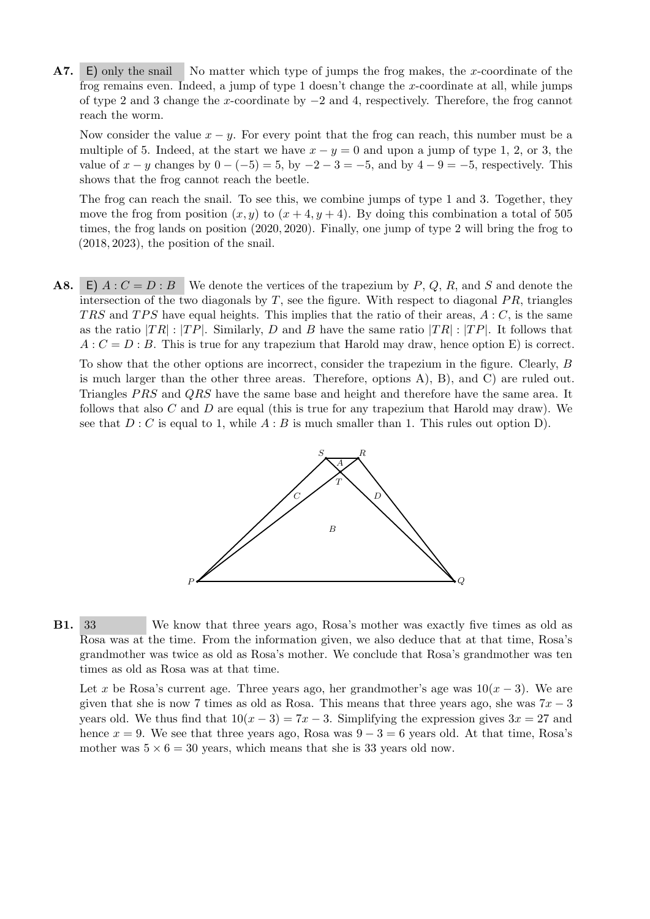**A7.** E) only the snail No matter which type of jumps the frog makes, the $x$-coordinate of the frog remains even. Indeed, a jump of type 1 doesn't change the $x$-coordinate at all, while jumps of type 2 and 3 change the $x$-coordinate by $-2$ and $4$, respectively. Therefore, the frog cannot reach the worm.

Now consider the value $x - y$. For every point that the frog can reach, this number must be a multiple of 5. Indeed, at the start we have $x - y = 0$ and upon a jump of type 1, 2, or 3, the value of $x - y$ changes by $0 - (-5) = 5$, by $-2 - 3 = -5$, and by $4 - 9 = -5$, respectively. This shows that the frog cannot reach the beetle.

The frog can reach the snail. To see this, we combine jumps of type 1 and 3. Together, they move the frog from position $(x, y)$ to $(x + 4, y + 4)$. By doing this combination a total of 505 times, the frog lands on position $(2020, 2020)$. Finally, one jump of type 2 will bring the frog to $(2018, 2023)$, the position of the snail.

**A8.** E) $A : C = D : B$ We denote the vertices of the trapezium by $P$, $Q$, $R$, and $S$ and denote the intersection of the two diagonals by $T$, see the figure. With respect to diagonal $PR$, triangles $TRS$ and $TPS$ have equal heights. This implies that the ratio of their areas, $A : C$, is the same as the ratio $|TR| : |TP|$. Similarly, $D$ and $B$ have the same ratio $|TR| : |TP|$. It follows that $A : C = D : B$. This is true for any trapezium that Harold may draw, hence option E) is correct.

To show that the other options are incorrect, consider the trapezium in the figure. Clearly, $B$ is much larger than the other three areas. Therefore, options A), B), and C) are ruled out. Triangles $PRS$ and $QRS$ have the same base and height and therefore have the same area. It follows that also $C$ and $D$ are equal (this is true for any trapezium that Harold may draw). We see that $D : C$ is equal to 1, while $A : B$ is much smaller than 1. This rules out option D).

**B1.** 33 We know that three years ago, Rosa's mother was exactly five times as old as Rosa was at the time. From the information given, we also deduce that at that time, Rosa's grandmother was twice as old as Rosa's mother. We conclude that Rosa's grandmother was ten times as old as Rosa was at that time.

Let $x$ be Rosa's current age. Three years ago, her grandmother's age was $10(x - 3)$. We are given that she is now 7 times as old as Rosa. This means that three years ago, she was $7x - 3$ years old. We thus find that $10(x - 3) = 7x - 3$. Simplifying the expression gives $3x = 27$ and hence $x = 9$. We see that three years ago, Rosa was $9 - 3 = 6$ years old. At that time, Rosa's mother was $5 \times 6 = 30$ years, which means that she is 33 years old now.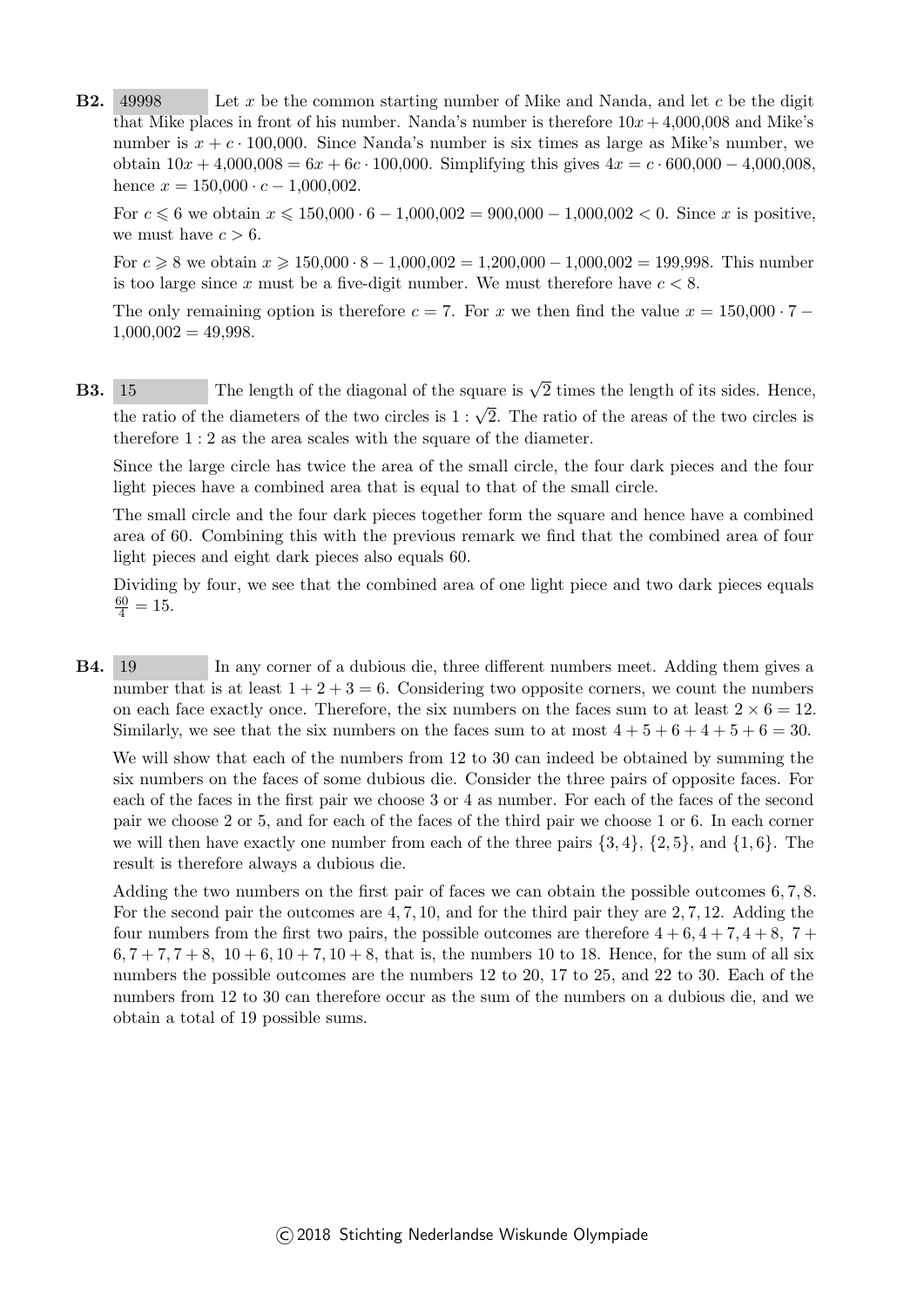**B2.** 49998 Let $x$ be the common starting number of Mike and Nanda, and let $c$ be the digit that Mike places in front of his number. Nanda's number is therefore $10x + 4{,}000{,}008$ and Mike's number is $x + c \cdot 100{,}000$. Since Nanda's number is six times as large as Mike's number, we obtain $10x + 4{,}000{,}008 = 6x + 6c \cdot 100{,}000$. Simplifying this gives $4x = c \cdot 600{,}000 - 4{,}000{,}008$, hence $x = 150{,}000 \cdot c - 1{,}000{,}002$.

For $c \leqslant 6$ we obtain $x \leqslant 150{,}000 \cdot 6 - 1{,}000{,}002 = 900{,}000 - 1{,}000{,}002 < 0$. Since $x$ is positive, we must have $c > 6$.

For $c \geqslant 8$ we obtain $x \geqslant 150{,}000 \cdot 8 - 1{,}000{,}002 = 1{,}200{,}000 - 1{,}000{,}002 = 199{,}998$. This number is too large since $x$ must be a five-digit number. We must therefore have $c < 8$.

The only remaining option is therefore $c = 7$. For $x$ we then find the value $x = 150{,}000 \cdot 7 - 1{,}000{,}002 = 49{,}998$.

**B3.** 15 The length of the diagonal of the square is $\sqrt{2}$ times the length of its sides. Hence, the ratio of the diameters of the two circles is $1 : \sqrt{2}$. The ratio of the areas of the two circles is therefore $1 : 2$ as the area scales with the square of the diameter.

Since the large circle has twice the area of the small circle, the four dark pieces and the four light pieces have a combined area that is equal to that of the small circle.

The small circle and the four dark pieces together form the square and hence have a combined area of 60. Combining this with the previous remark we find that the combined area of four light pieces and eight dark pieces also equals 60.

Dividing by four, we see that the combined area of one light piece and two dark pieces equals $\frac{60}{4} = 15$.

**B4.** 19 In any corner of a dubious die, three different numbers meet. Adding them gives a number that is at least $1 + 2 + 3 = 6$. Considering two opposite corners, we count the numbers on each face exactly once. Therefore, the six numbers on the faces sum to at least $2 \times 6 = 12$. Similarly, we see that the six numbers on the faces sum to at most $4 + 5 + 6 + 4 + 5 + 6 = 30$.

We will show that each of the numbers from 12 to 30 can indeed be obtained by summing the six numbers on the faces of some dubious die. Consider the three pairs of opposite faces. For each of the faces in the first pair we choose 3 or 4 as number. For each of the faces of the second pair we choose 2 or 5, and for each of the faces of the third pair we choose 1 or 6. In each corner we will then have exactly one number from each of the three pairs $\{3, 4\}$, $\{2, 5\}$, and $\{1, 6\}$. The result is therefore always a dubious die.

Adding the two numbers on the first pair of faces we can obtain the possible outcomes $6, 7, 8$. For the second pair the outcomes are $4, 7, 10$, and for the third pair they are $2, 7, 12$. Adding the four numbers from the first two pairs, the possible outcomes are therefore $4 + 6, 4 + 7, 4 + 8,\ 7 + 6, 7 + 7, 7 + 8,\ 10 + 6, 10 + 7, 10 + 8$, that is, the numbers 10 to 18. Hence, for the sum of all six numbers the possible outcomes are the numbers 12 to 20, 17 to 25, and 22 to 30. Each of the numbers from 12 to 30 can therefore occur as the sum of the numbers on a dubious die, and we obtain a total of 19 possible sums.

© 2018 Stichting Nederlandse Wiskunde Olympiade